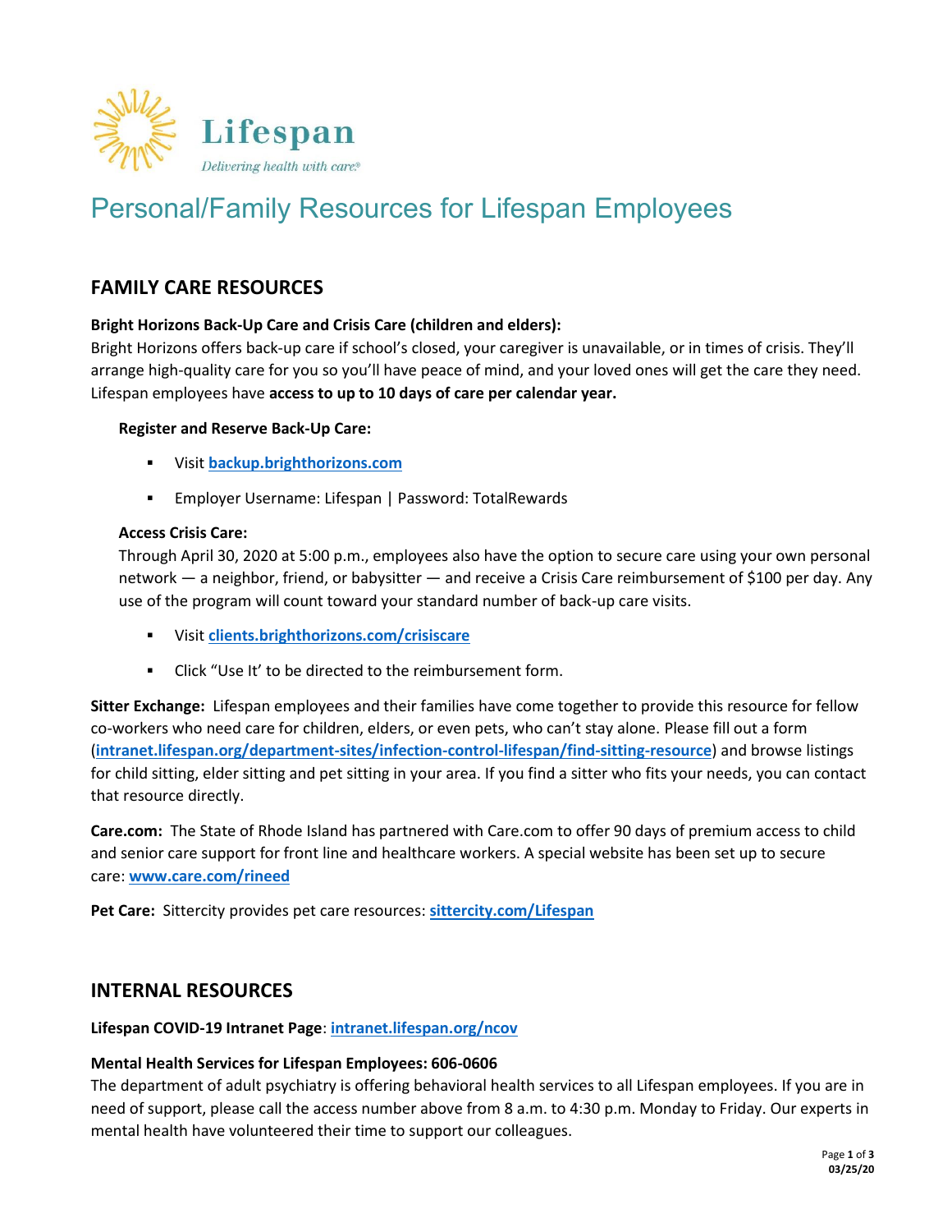Lifespan

*Delivering health with care.®*

# Personal/Family Resources for Lifespan Employees

## FAMILY CARE RESOURCES

**Bright Horizons Back-Up Care and Crisis Care (children and elders):**
Bright Horizons offers back-up care if school's closed, your caregiver is unavailable, or in times of crisis. They'll arrange high-quality care for you so you'll have peace of mind, and your loved ones will get the care they need. Lifespan employees have **access to up to 10 days of care per calendar year.**

**Register and Reserve Back-Up Care:**

- Visit **backup.brighthorizons.com**
- Employer Username: Lifespan | Password: TotalRewards

**Access Crisis Care:**
Through April 30, 2020 at 5:00 p.m., employees also have the option to secure care using your own personal network — a neighbor, friend, or babysitter — and receive a Crisis Care reimbursement of $100 per day. Any use of the program will count toward your standard number of back-up care visits.

- Visit **clients.brighthorizons.com/crisiscare**
- Click "Use It' to be directed to the reimbursement form.

**Sitter Exchange:** Lifespan employees and their families have come together to provide this resource for fellow co-workers who need care for children, elders, or even pets, who can't stay alone. Please fill out a form (**intranet.lifespan.org/department-sites/infection-control-lifespan/find-sitting-resource**) and browse listings for child sitting, elder sitting and pet sitting in your area. If you find a sitter who fits your needs, you can contact that resource directly.

**Care.com:** The State of Rhode Island has partnered with Care.com to offer 90 days of premium access to child and senior care support for front line and healthcare workers. A special website has been set up to secure care: **www.care.com/rineed**

**Pet Care:** Sittercity provides pet care resources: **sittercity.com/Lifespan**

## INTERNAL RESOURCES

**Lifespan COVID-19 Intranet Page**: **intranet.lifespan.org/ncov**

**Mental Health Services for Lifespan Employees: 606-0606**
The department of adult psychiatry is offering behavioral health services to all Lifespan employees. If you are in need of support, please call the access number above from 8 a.m. to 4:30 p.m. Monday to Friday. Our experts in mental health have volunteered their time to support our colleagues.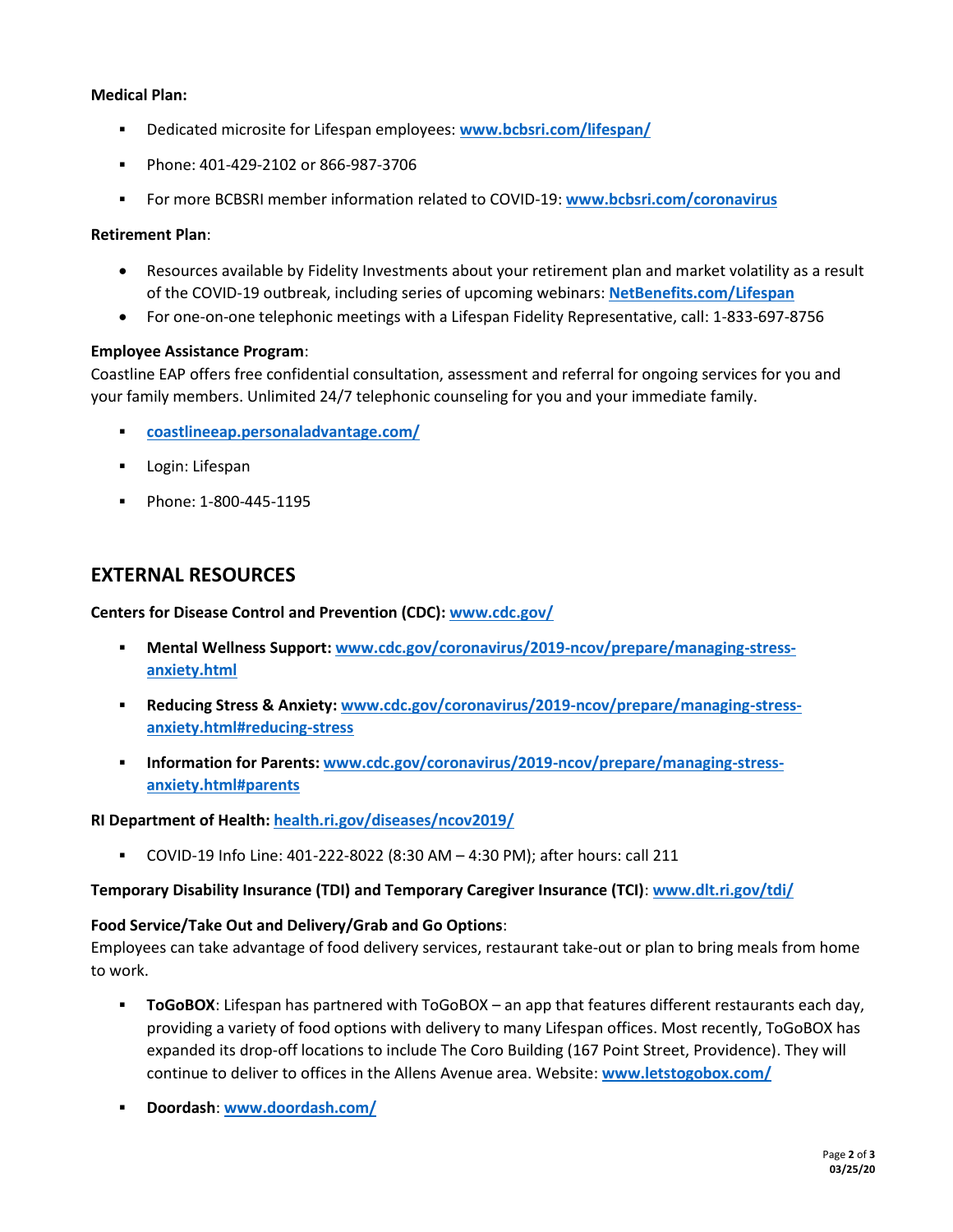**Medical Plan:**

- Dedicated microsite for Lifespan employees: **www.bcbsri.com/lifespan/**
- Phone: 401-429-2102 or 866-987-3706
- For more BCBSRI member information related to COVID-19: **www.bcbsri.com/coronavirus**

**Retirement Plan**:

- Resources available by Fidelity Investments about your retirement plan and market volatility as a result of the COVID-19 outbreak, including series of upcoming webinars: **NetBenefits.com/Lifespan**
- For one-on-one telephonic meetings with a Lifespan Fidelity Representative, call: 1-833-697-8756

**Employee Assistance Program**:
Coastline EAP offers free confidential consultation, assessment and referral for ongoing services for you and your family members. Unlimited 24/7 telephonic counseling for you and your immediate family.

- **coastlineeap.personaladvantage.com/**
- Login: Lifespan
- Phone: 1-800-445-1195

## EXTERNAL RESOURCES

**Centers for Disease Control and Prevention (CDC): www.cdc.gov/**

- **Mental Wellness Support: www.cdc.gov/coronavirus/2019-ncov/prepare/managing-stress-anxiety.html**
- **Reducing Stress & Anxiety: www.cdc.gov/coronavirus/2019-ncov/prepare/managing-stress-anxiety.html#reducing-stress**
- **Information for Parents: www.cdc.gov/coronavirus/2019-ncov/prepare/managing-stress-anxiety.html#parents**

**RI Department of Health: health.ri.gov/diseases/ncov2019/**

- COVID-19 Info Line: 401-222-8022 (8:30 AM – 4:30 PM); after hours: call 211

**Temporary Disability Insurance (TDI) and Temporary Caregiver Insurance (TCI)**: **www.dlt.ri.gov/tdi/**

**Food Service/Take Out and Delivery/Grab and Go Options**:
Employees can take advantage of food delivery services, restaurant take-out or plan to bring meals from home to work.

- **ToGoBOX**: Lifespan has partnered with ToGoBOX – an app that features different restaurants each day, providing a variety of food options with delivery to many Lifespan offices. Most recently, ToGoBOX has expanded its drop-off locations to include The Coro Building (167 Point Street, Providence). They will continue to deliver to offices in the Allens Avenue area. Website: **www.letstogobox.com/**
- **Doordash**: **www.doordash.com/**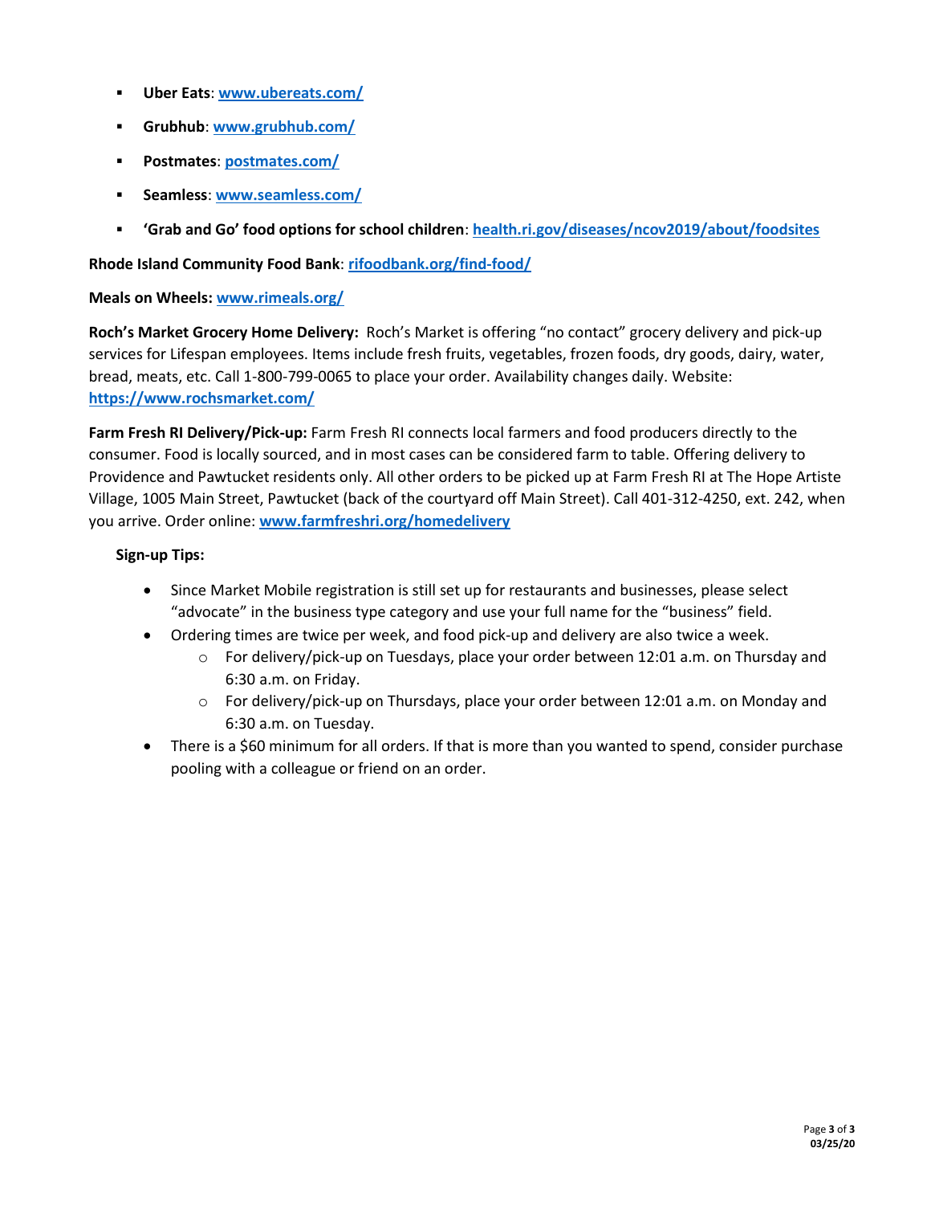- **Uber Eats**: www.ubereats.com/
- **Grubhub**: www.grubhub.com/
- **Postmates**: postmates.com/
- **Seamless**: www.seamless.com/
- **'Grab and Go' food options for school children**: health.ri.gov/diseases/ncov2019/about/foodsites

**Rhode Island Community Food Bank**: rifoodbank.org/find-food/

**Meals on Wheels:** www.rimeals.org/

**Roch's Market Grocery Home Delivery:** Roch's Market is offering "no contact" grocery delivery and pick-up services for Lifespan employees. Items include fresh fruits, vegetables, frozen foods, dry goods, dairy, water, bread, meats, etc. Call 1-800-799-0065 to place your order. Availability changes daily. Website: https://www.rochsmarket.com/

**Farm Fresh RI Delivery/Pick-up:** Farm Fresh RI connects local farmers and food producers directly to the consumer. Food is locally sourced, and in most cases can be considered farm to table. Offering delivery to Providence and Pawtucket residents only. All other orders to be picked up at Farm Fresh RI at The Hope Artiste Village, 1005 Main Street, Pawtucket (back of the courtyard off Main Street). Call 401-312-4250, ext. 242, when you arrive. Order online: www.farmfreshri.org/homedelivery

**Sign-up Tips:**

- Since Market Mobile registration is still set up for restaurants and businesses, please select "advocate" in the business type category and use your full name for the "business" field.
- Ordering times are twice per week, and food pick-up and delivery are also twice a week.
    - For delivery/pick-up on Tuesdays, place your order between 12:01 a.m. on Thursday and 6:30 a.m. on Friday.
    - For delivery/pick-up on Thursdays, place your order between 12:01 a.m. on Monday and 6:30 a.m. on Tuesday.
- There is a $60 minimum for all orders. If that is more than you wanted to spend, consider purchase pooling with a colleague or friend on an order.

03/25/20